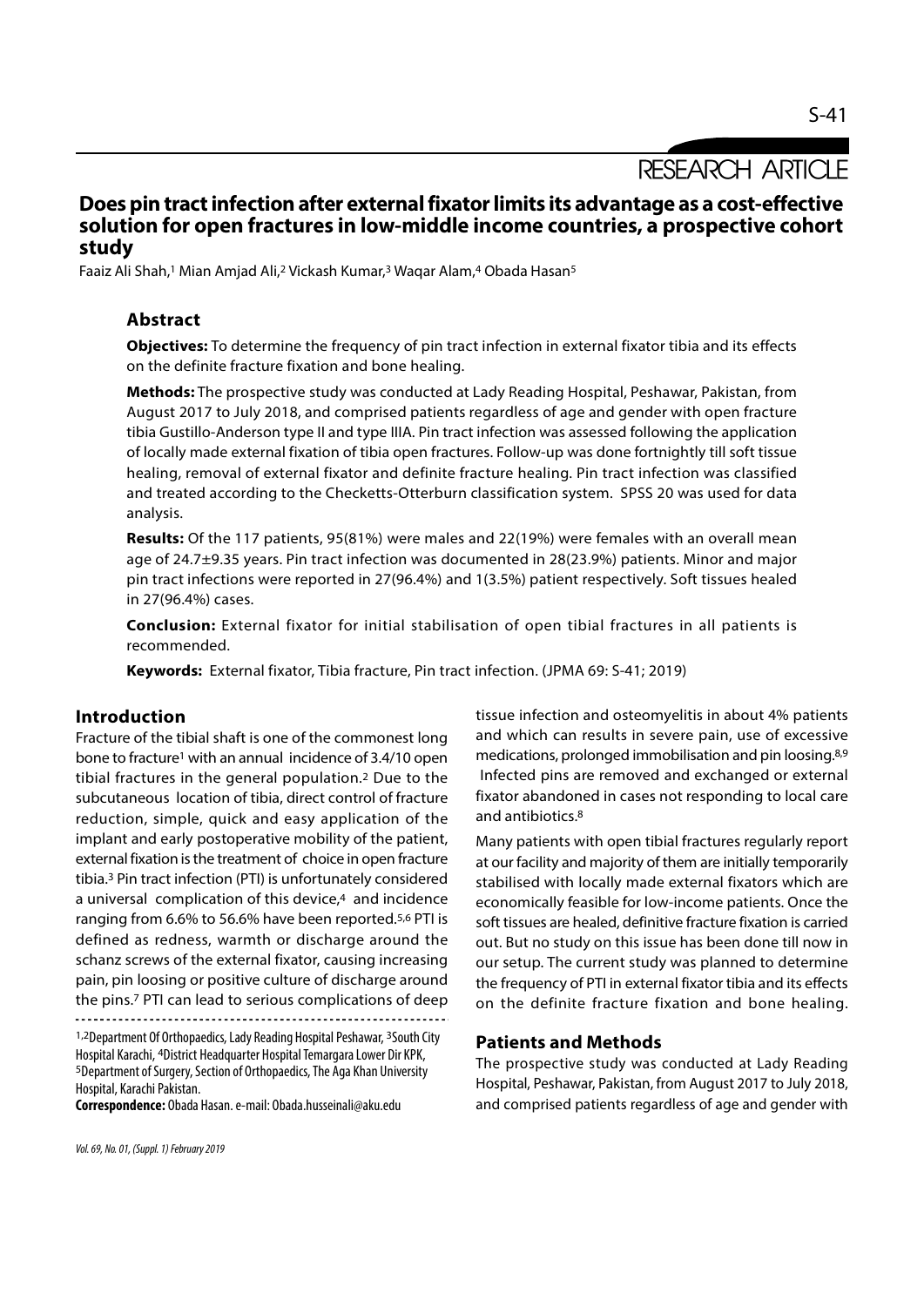RESEARCH ARTICLE

# Does pin tract infection after external fixator limits its advantage as a cost-effective solution for open fractures in low-middle income countries, a prospective cohort study

Faaiz Ali Shah,[1] Mian Amjad Ali,[2] Vickash Kumar,[3] Waqar Alam,[4] Obada Hasan[5]

## Abstract

**Objectives:** To determine the frequency of pin tract infection in external fixator tibia and its effects on the definite fracture fixation and bone healing.

**Methods:** The prospective study was conducted at Lady Reading Hospital, Peshawar, Pakistan, from August 2017 to July 2018, and comprised patients regardless of age and gender with open fracture tibia Gustillo-Anderson type II and type IIIA. Pin tract infection was assessed following the application of locally made external fixation of tibia open fractures. Follow-up was done fortnightly till soft tissue healing, removal of external fixator and definite fracture healing. Pin tract infection was classified and treated according to the Checketts-Otterburn classification system. SPSS 20 was used for data analysis.

**Results:** Of the 117 patients, 95(81%) were males and 22(19%) were females with an overall mean age of 24.7±9.35 years. Pin tract infection was documented in 28(23.9%) patients. Minor and major pin tract infections were reported in 27(96.4%) and 1(3.5%) patient respectively. Soft tissues healed in 27(96.4%) cases.

**Conclusion:** External fixator for initial stabilisation of open tibial fractures in all patients is recommended.

**Keywords:** External fixator, Tibia fracture, Pin tract infection. (JPMA 69: S-41; 2019)

## Introduction

Fracture of the tibial shaft is one of the commonest long bone to fracture[1] with an annual incidence of 3.4/10 open tibial fractures in the general population.[2] Due to the subcutaneous location of tibia, direct control of fracture reduction, simple, quick and easy application of the implant and early postoperative mobility of the patient, external fixation is the treatment of choice in open fracture tibia.[3] Pin tract infection (PTI) is unfortunately considered a universal complication of this device,[4] and incidence ranging from 6.6% to 56.6% have been reported.[5,6] PTI is defined as redness, warmth or discharge around the schanz screws of the external fixator, causing increasing pain, pin loosing or positive culture of discharge around the pins.[7] PTI can lead to serious complications of deep tissue infection and osteomyelitis in about 4% patients and which can results in severe pain, use of excessive medications, prolonged immobilisation and pin loosing.[8,9] Infected pins are removed and exchanged or external fixator abandoned in cases not responding to local care and antibiotics.[8]

Many patients with open tibial fractures regularly report at our facility and majority of them are initially temporarily stabilised with locally made external fixators which are economically feasible for low-income patients. Once the soft tissues are healed, definitive fracture fixation is carried out. But no study on this issue has been done till now in our setup. The current study was planned to determine the frequency of PTI in external fixator tibia and its effects on the definite fracture fixation and bone healing.

## Patients and Methods

The prospective study was conducted at Lady Reading Hospital, Peshawar, Pakistan, from August 2017 to July 2018, and comprised patients regardless of age and gender with

---

[1,2]Department Of Orthopaedics, Lady Reading Hospital Peshawar, [3]South City Hospital Karachi, [4]District Headquarter Hospital Temargara Lower Dir KPK, [5]Department of Surgery, Section of Orthopaedics, The Aga Khan University Hospital, Karachi Pakistan.

**Correspondence:** Obada Hasan. e-mail: Obada.husseinali@aku.edu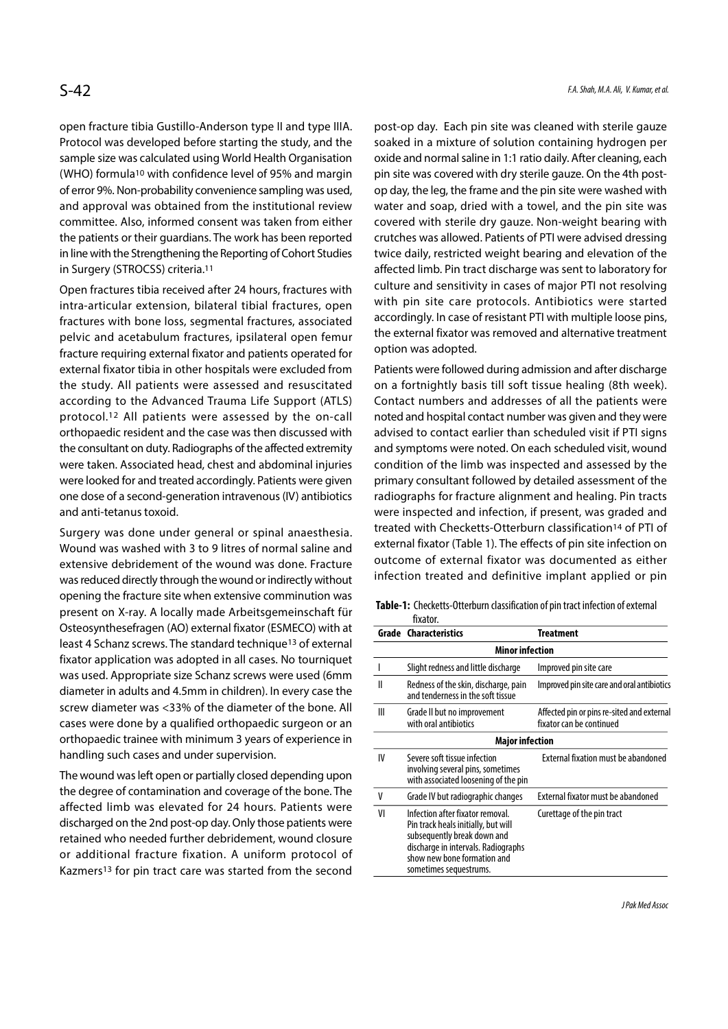open fracture tibia Gustillo-Anderson type II and type IIIA. Protocol was developed before starting the study, and the sample size was calculated using World Health Organisation (WHO) formula[10] with confidence level of 95% and margin of error 9%. Non-probability convenience sampling was used, and approval was obtained from the institutional review committee. Also, informed consent was taken from either the patients or their guardians. The work has been reported in line with the Strengthening the Reporting of Cohort Studies in Surgery (STROCSS) criteria.[11]

Open fractures tibia received after 24 hours, fractures with intra-articular extension, bilateral tibial fractures, open fractures with bone loss, segmental fractures, associated pelvic and acetabulum fractures, ipsilateral open femur fracture requiring external fixator and patients operated for external fixator tibia in other hospitals were excluded from the study. All patients were assessed and resuscitated according to the Advanced Trauma Life Support (ATLS) protocol.[12] All patients were assessed by the on-call orthopaedic resident and the case was then discussed with the consultant on duty. Radiographs of the affected extremity were taken. Associated head, chest and abdominal injuries were looked for and treated accordingly. Patients were given one dose of a second-generation intravenous (IV) antibiotics and anti-tetanus toxoid.

Surgery was done under general or spinal anaesthesia. Wound was washed with 3 to 9 litres of normal saline and extensive debridement of the wound was done. Fracture was reduced directly through the wound or indirectly without opening the fracture site when extensive comminution was present on X-ray. A locally made Arbeitsgemeinschaft für Osteosynthesefragen (AO) external fixator (ESMECO) with at least 4 Schanz screws. The standard technique[13] of external fixator application was adopted in all cases. No tourniquet was used. Appropriate size Schanz screws were used (6mm diameter in adults and 4.5mm in children). In every case the screw diameter was <33% of the diameter of the bone. All cases were done by a qualified orthopaedic surgeon or an orthopaedic trainee with minimum 3 years of experience in handling such cases and under supervision.

The wound was left open or partially closed depending upon the degree of contamination and coverage of the bone. The affected limb was elevated for 24 hours. Patients were discharged on the 2nd post-op day. Only those patients were retained who needed further debridement, wound closure or additional fracture fixation. A uniform protocol of Kazmers[13] for pin tract care was started from the second post-op day. Each pin site was cleaned with sterile gauze soaked in a mixture of solution containing hydrogen per oxide and normal saline in 1:1 ratio daily. After cleaning, each pin site was covered with dry sterile gauze. On the 4th post-op day, the leg, the frame and the pin site were washed with water and soap, dried with a towel, and the pin site was covered with sterile dry gauze. Non-weight bearing with crutches was allowed. Patients of PTI were advised dressing twice daily, restricted weight bearing and elevation of the affected limb. Pin tract discharge was sent to laboratory for culture and sensitivity in cases of major PTI not resolving with pin site care protocols. Antibiotics were started accordingly. In case of resistant PTI with multiple loose pins, the external fixator was removed and alternative treatment option was adopted.

Patients were followed during admission and after discharge on a fortnightly basis till soft tissue healing (8th week). Contact numbers and addresses of all the patients were noted and hospital contact number was given and they were advised to contact earlier than scheduled visit if PTI signs and symptoms were noted. On each scheduled visit, wound condition of the limb was inspected and assessed by the primary consultant followed by detailed assessment of the radiographs for fracture alignment and healing. Pin tracts were inspected and infection, if present, was graded and treated with Checketts-Otterburn classification[14] of PTI of external fixator (Table 1). The effects of pin site infection on outcome of external fixator was documented as either infection treated and definitive implant applied or pin

**Table-1:** Checketts-Otterburn classification of pin tract infection of external fixator.

| Grade | Characteristics | Treatment |
|---|---|---|
| | **Minor infection** | |
| I | Slight redness and little discharge | Improved pin site care |
| II | Redness of the skin, discharge, pain and tenderness in the soft tissue | Improved pin site care and oral antibiotics |
| III | Grade II but no improvement with oral antibiotics | Affected pin or pins re-sited and external fixator can be continued |
| | **Major infection** | |
| IV | Severe soft tissue infection involving several pins, sometimes with associated loosening of the pin | External fixation must be abandoned |
| V | Grade IV but radiographic changes | External fixator must be abandoned |
| VI | Infection after fixator removal. Pin track heals initially, but will subsequently break down and discharge in intervals. Radiographs show new bone formation and sometimes sequestrums. | Curettage of the pin tract |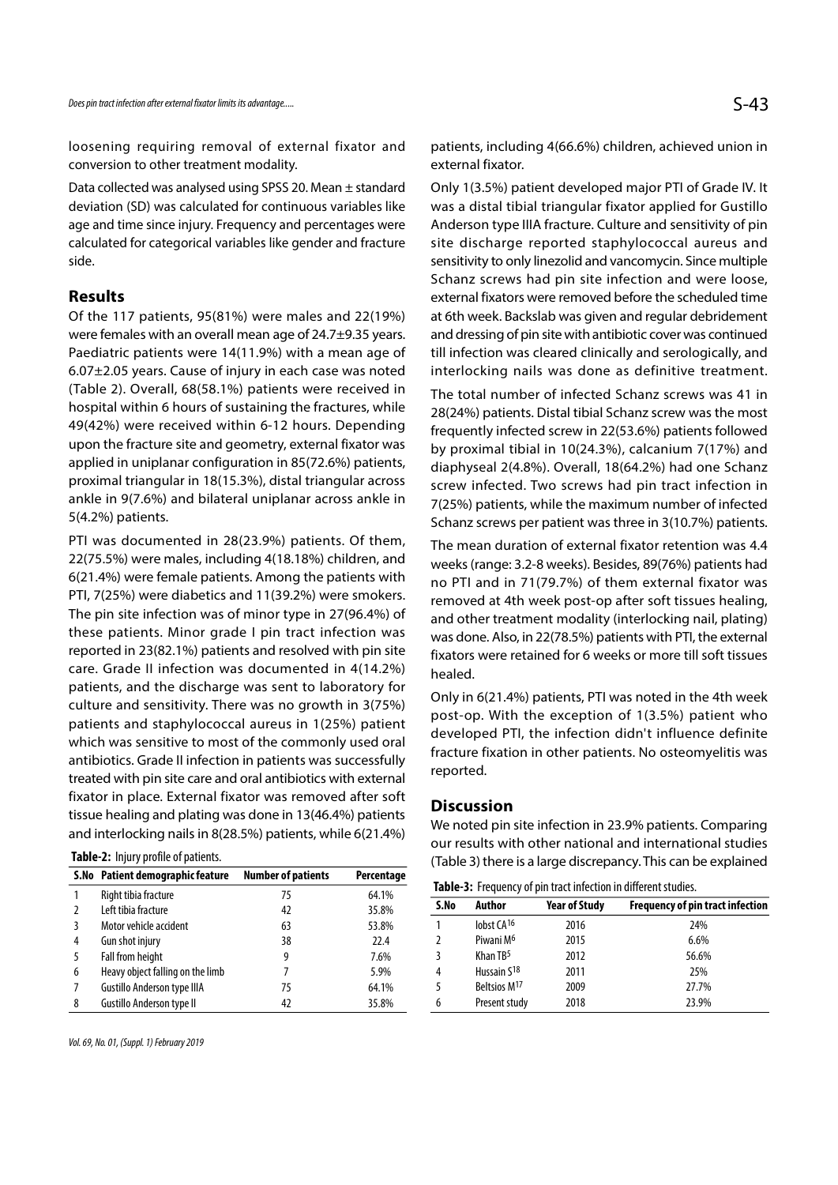loosening requiring removal of external fixator and conversion to other treatment modality.

Data collected was analysed using SPSS 20. Mean ± standard deviation (SD) was calculated for continuous variables like age and time since injury. Frequency and percentages were calculated for categorical variables like gender and fracture side.

## Results

Of the 117 patients, 95(81%) were males and 22(19%) were females with an overall mean age of 24.7±9.35 years. Paediatric patients were 14(11.9%) with a mean age of 6.07±2.05 years. Cause of injury in each case was noted (Table 2). Overall, 68(58.1%) patients were received in hospital within 6 hours of sustaining the fractures, while 49(42%) were received within 6-12 hours. Depending upon the fracture site and geometry, external fixator was applied in uniplanar configuration in 85(72.6%) patients, proximal triangular in 18(15.3%), distal triangular across ankle in 9(7.6%) and bilateral uniplanar across ankle in 5(4.2%) patients.

PTI was documented in 28(23.9%) patients. Of them, 22(75.5%) were males, including 4(18.18%) children, and 6(21.4%) were female patients. Among the patients with PTI, 7(25%) were diabetics and 11(39.2%) were smokers. The pin site infection was of minor type in 27(96.4%) of these patients. Minor grade I pin tract infection was reported in 23(82.1%) patients and resolved with pin site care. Grade II infection was documented in 4(14.2%) patients, and the discharge was sent to laboratory for culture and sensitivity. There was no growth in 3(75%) patients and staphylococcal aureus in 1(25%) patient which was sensitive to most of the commonly used oral antibiotics. Grade II infection in patients was successfully treated with pin site care and oral antibiotics with external fixator in place. External fixator was removed after soft tissue healing and plating was done in 13(46.4%) patients and interlocking nails in 8(28.5%) patients, while 6(21.4%) patients, including 4(66.6%) children, achieved union in external fixator.

**Table-2:** Injury profile of patients.

| S.No | Patient demographic feature | Number of patients | Percentage |
|---|---|---|---|
| 1 | Right tibia fracture | 75 | 64.1% |
| 2 | Left tibia fracture | 42 | 35.8% |
| 3 | Motor vehicle accident | 63 | 53.8% |
| 4 | Gun shot injury | 38 | 22.4 |
| 5 | Fall from height | 9 | 7.6% |
| 6 | Heavy object falling on the limb | 7 | 5.9% |
| 7 | Gustillo Anderson type IIIA | 75 | 64.1% |
| 8 | Gustillo Anderson type II | 42 | 35.8% |

Only 1(3.5%) patient developed major PTI of Grade IV. It was a distal tibial triangular fixator applied for Gustillo Anderson type IIIA fracture. Culture and sensitivity of pin site discharge reported staphylococcal aureus and sensitivity to only linezolid and vancomycin. Since multiple Schanz screws had pin site infection and were loose, external fixators were removed before the scheduled time at 6th week. Backslab was given and regular debridement and dressing of pin site with antibiotic cover was continued till infection was cleared clinically and serologically, and interlocking nails was done as definitive treatment.

The total number of infected Schanz screws was 41 in 28(24%) patients. Distal tibial Schanz screw was the most frequently infected screw in 22(53.6%) patients followed by proximal tibial in 10(24.3%), calcanium 7(17%) and diaphyseal 2(4.8%). Overall, 18(64.2%) had one Schanz screw infected. Two screws had pin tract infection in 7(25%) patients, while the maximum number of infected Schanz screws per patient was three in 3(10.7%) patients.

The mean duration of external fixator retention was 4.4 weeks (range: 3.2-8 weeks). Besides, 89(76%) patients had no PTI and in 71(79.7%) of them external fixator was removed at 4th week post-op after soft tissues healing, and other treatment modality (interlocking nail, plating) was done. Also, in 22(78.5%) patients with PTI, the external fixators were retained for 6 weeks or more till soft tissues healed.

Only in 6(21.4%) patients, PTI was noted in the 4th week post-op. With the exception of 1(3.5%) patient who developed PTI, the infection didn't influence definite fracture fixation in other patients. No osteomyelitis was reported.

## Discussion

We noted pin site infection in 23.9% patients. Comparing our results with other national and international studies (Table 3) there is a large discrepancy. This can be explained

**Table-3:** Frequency of pin tract infection in different studies.

| S.No | Author | Year of Study | Frequency of pin tract infection |
|---|---|---|---|
| 1 | Iobst CA[16] | 2016 | 24% |
| 2 | Piwani M[6] | 2015 | 6.6% |
| 3 | Khan TB[5] | 2012 | 56.6% |
| 4 | Hussain S[18] | 2011 | 25% |
| 5 | Beltsios M[17] | 2009 | 27.7% |
| 6 | Present study | 2018 | 23.9% |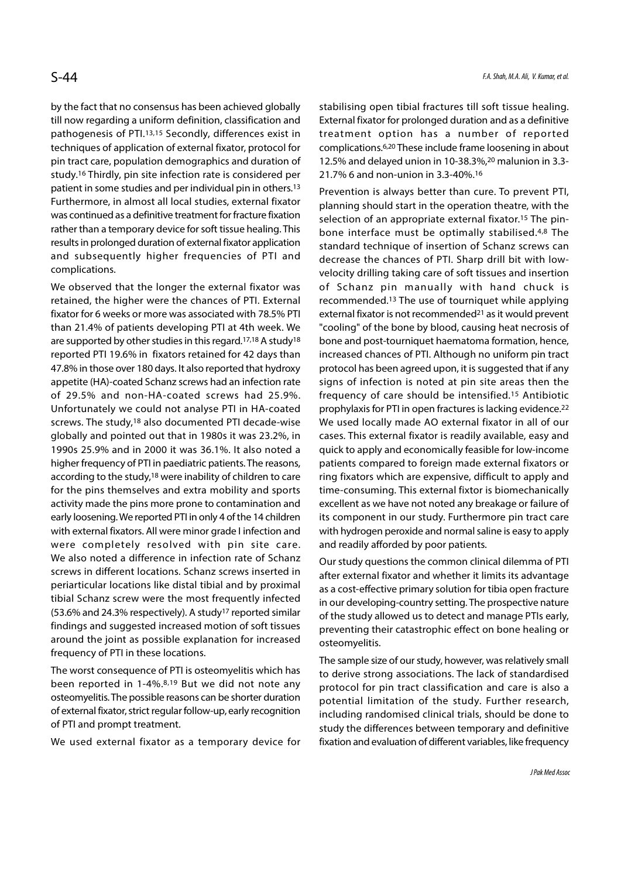by the fact that no consensus has been achieved globally till now regarding a uniform definition, classification and pathogenesis of PTI.[13,15] Secondly, differences exist in techniques of application of external fixator, protocol for pin tract care, population demographics and duration of study.[16] Thirdly, pin site infection rate is considered per patient in some studies and per individual pin in others.[13] Furthermore, in almost all local studies, external fixator was continued as a definitive treatment for fracture fixation rather than a temporary device for soft tissue healing. This results in prolonged duration of external fixator application and subsequently higher frequencies of PTI and complications.

We observed that the longer the external fixator was retained, the higher were the chances of PTI. External fixator for 6 weeks or more was associated with 78.5% PTI than 21.4% of patients developing PTI at 4th week. We are supported by other studies in this regard.[17,18] A study[18] reported PTI 19.6% in fixators retained for 42 days than 47.8% in those over 180 days. It also reported that hydroxy appetite (HA)-coated Schanz screws had an infection rate of 29.5% and non-HA-coated screws had 25.9%. Unfortunately we could not analyse PTI in HA-coated screws. The study,[18] also documented PTI decade-wise globally and pointed out that in 1980s it was 23.2%, in 1990s 25.9% and in 2000 it was 36.1%. It also noted a higher frequency of PTI in paediatric patients. The reasons, according to the study,[18] were inability of children to care for the pins themselves and extra mobility and sports activity made the pins more prone to contamination and early loosening. We reported PTI in only 4 of the 14 children with external fixators. All were minor grade I infection and were completely resolved with pin site care. We also noted a difference in infection rate of Schanz screws in different locations. Schanz screws inserted in periarticular locations like distal tibial and by proximal tibial Schanz screw were the most frequently infected (53.6% and 24.3% respectively). A study[17] reported similar findings and suggested increased motion of soft tissues around the joint as possible explanation for increased frequency of PTI in these locations.

The worst consequence of PTI is osteomyelitis which has been reported in 1-4%.[8,19] But we did not note any osteomyelitis. The possible reasons can be shorter duration of external fixator, strict regular follow-up, early recognition of PTI and prompt treatment.

We used external fixator as a temporary device for stabilising open tibial fractures till soft tissue healing. External fixator for prolonged duration and as a definitive treatment option has a number of reported complications.[6,20] These include frame loosening in about 12.5% and delayed union in 10-38.3%,[20] malunion in 3.3-21.7% [6] and non-union in 3.3-40%.[16]

Prevention is always better than cure. To prevent PTI, planning should start in the operation theatre, with the selection of an appropriate external fixator.[15] The pin-bone interface must be optimally stabilised.[4,8] The standard technique of insertion of Schanz screws can decrease the chances of PTI. Sharp drill bit with low-velocity drilling taking care of soft tissues and insertion of Schanz pin manually with hand chuck is recommended.[13] The use of tourniquet while applying external fixator is not recommended[21] as it would prevent "cooling" of the bone by blood, causing heat necrosis of bone and post-tourniquet haematoma formation, hence, increased chances of PTI. Although no uniform pin tract protocol has been agreed upon, it is suggested that if any signs of infection is noted at pin site areas then the frequency of care should be intensified.[15] Antibiotic prophylaxis for PTI in open fractures is lacking evidence.[22] We used locally made AO external fixator in all of our cases. This external fixator is readily available, easy and quick to apply and economically feasible for low-income patients compared to foreign made external fixators or ring fixators which are expensive, difficult to apply and time-consuming. This external fixtor is biomechanically excellent as we have not noted any breakage or failure of its component in our study. Furthermore pin tract care with hydrogen peroxide and normal saline is easy to apply and readily afforded by poor patients.

Our study questions the common clinical dilemma of PTI after external fixator and whether it limits its advantage as a cost-effective primary solution for tibia open fracture in our developing-country setting. The prospective nature of the study allowed us to detect and manage PTIs early, preventing their catastrophic effect on bone healing or osteomyelitis.

The sample size of our study, however, was relatively small to derive strong associations. The lack of standardised protocol for pin tract classification and care is also a potential limitation of the study. Further research, including randomised clinical trials, should be done to study the differences between temporary and definitive fixation and evaluation of different variables, like frequency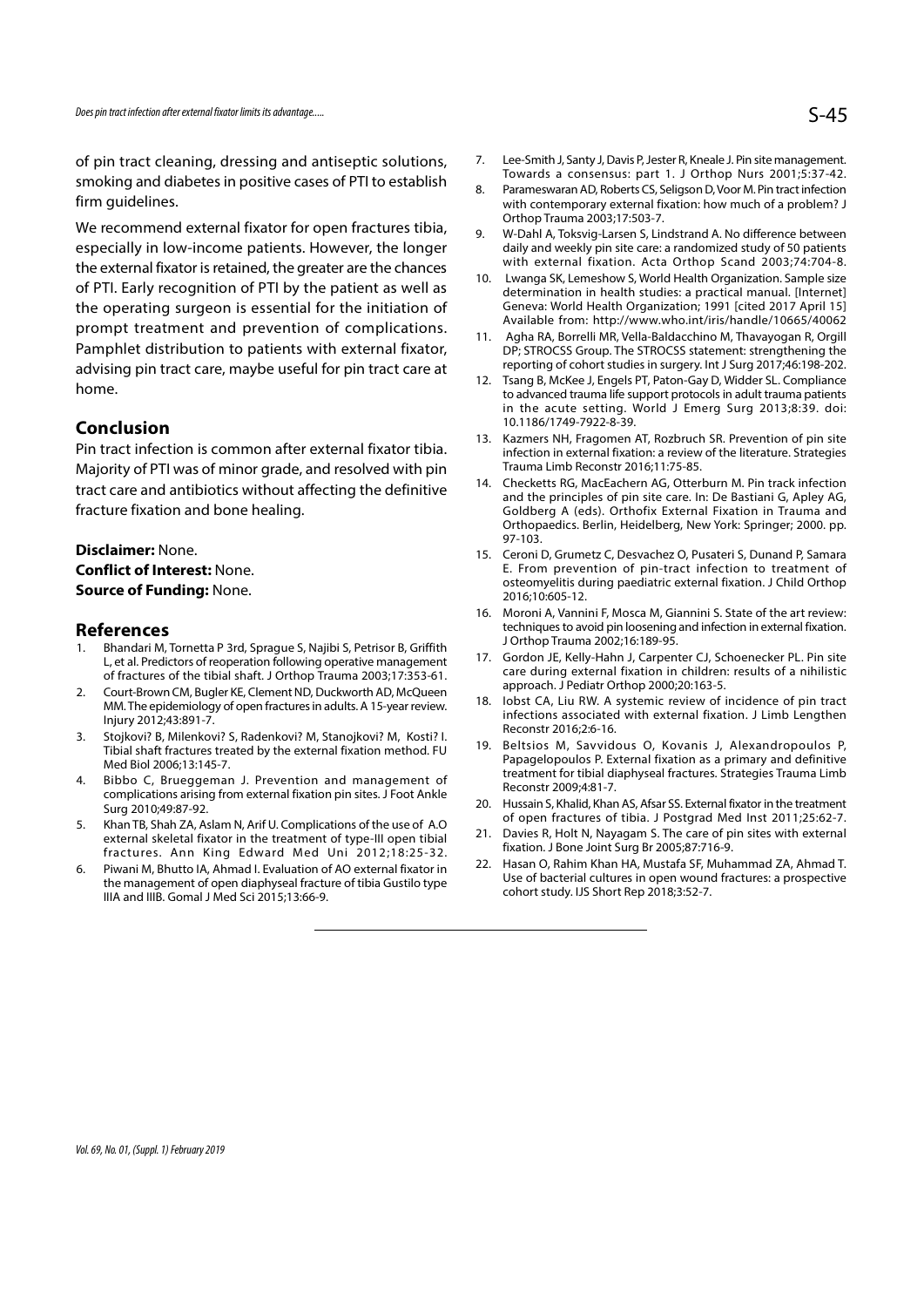of pin tract cleaning, dressing and antiseptic solutions, smoking and diabetes in positive cases of PTI to establish firm guidelines.

We recommend external fixator for open fractures tibia, especially in low-income patients. However, the longer the external fixator is retained, the greater are the chances of PTI. Early recognition of PTI by the patient as well as the operating surgeon is essential for the initiation of prompt treatment and prevention of complications. Pamphlet distribution to patients with external fixator, advising pin tract care, maybe useful for pin tract care at home.

## Conclusion

Pin tract infection is common after external fixator tibia. Majority of PTI was of minor grade, and resolved with pin tract care and antibiotics without affecting the definitive fracture fixation and bone healing.

**Disclaimer:** None.
**Conflict of Interest:** None.
**Source of Funding:** None.

## References

1. Bhandari M, Tornetta P 3rd, Sprague S, Najibi S, Petrisor B, Griffith L, et al. Predictors of reoperation following operative management of fractures of the tibial shaft. J Orthop Trauma 2003;17:353-61.
2. Court-Brown CM, Bugler KE, Clement ND, Duckworth AD, McQueen MM. The epidemiology of open fractures in adults. A 15-year review. Injury 2012;43:891-7.
3. Stojkovi? B, Milenkovi? S, Radenkovi? M, Stanojkovi? M, Kosti? I. Tibial shaft fractures treated by the external fixation method. FU Med Biol 2006;13:145-7.
4. Bibbo C, Brueggeman J. Prevention and management of complications arising from external fixation pin sites. J Foot Ankle Surg 2010;49:87-92.
5. Khan TB, Shah ZA, Aslam N, Arif U. Complications of the use of A.O external skeletal fixator in the treatment of type-III open tibial fractures. Ann King Edward Med Uni 2012;18:25-32.
6. Piwani M, Bhutto IA, Ahmad I. Evaluation of AO external fixator in the management of open diaphyseal fracture of tibia Gustilo type IIIA and IIIB. Gomal J Med Sci 2015;13:66-9.
7. Lee-Smith J, Santy J, Davis P, Jester R, Kneale J. Pin site management. Towards a consensus: part 1. J Orthop Nurs 2001;5:37-42.
8. Parameswaran AD, Roberts CS, Seligson D, Voor M. Pin tract infection with contemporary external fixation: how much of a problem? J Orthop Trauma 2003;17:503-7.
9. W-Dahl A, Toksvig-Larsen S, Lindstrand A. No difference between daily and weekly pin site care: a randomized study of 50 patients with external fixation. Acta Orthop Scand 2003;74:704-8.
10. Lwanga SK, Lemeshow S, World Health Organization. Sample size determination in health studies: a practical manual. [Internet] Geneva: World Health Organization; 1991 [cited 2017 April 15] Available from: http://www.who.int/iris/handle/10665/40062
11. Agha RA, Borrelli MR, Vella-Baldacchino M, Thavayogan R, Orgill DP; STROCSS Group. The STROCSS statement: strengthening the reporting of cohort studies in surgery. Int J Surg 2017;46:198-202.
12. Tsang B, McKee J, Engels PT, Paton-Gay D, Widder SL. Compliance to advanced trauma life support protocols in adult trauma patients in the acute setting. World J Emerg Surg 2013;8:39. doi: 10.1186/1749-7922-8-39.
13. Kazmers NH, Fragomen AT, Rozbruch SR. Prevention of pin site infection in external fixation: a review of the literature. Strategies Trauma Limb Reconstr 2016;11:75-85.
14. Checketts RG, MacEachern AG, Otterburn M. Pin track infection and the principles of pin site care. In: De Bastiani G, Apley AG, Goldberg A (eds). Orthofix External Fixation in Trauma and Orthopaedics. Berlin, Heidelberg, New York: Springer; 2000. pp. 97-103.
15. Ceroni D, Grumetz C, Desvachez O, Pusateri S, Dunand P, Samara E. From prevention of pin-tract infection to treatment of osteomyelitis during paediatric external fixation. J Child Orthop 2016;10:605-12.
16. Moroni A, Vannini F, Mosca M, Giannini S. State of the art review: techniques to avoid pin loosening and infection in external fixation. J Orthop Trauma 2002;16:189-95.
17. Gordon JE, Kelly-Hahn J, Carpenter CJ, Schoenecker PL. Pin site care during external fixation in children: results of a nihilistic approach. J Pediatr Orthop 2000;20:163-5.
18. Iobst CA, Liu RW. A systemic review of incidence of pin tract infections associated with external fixation. J Limb Lengthen Reconstr 2016;2:6-16.
19. Beltsios M, Savvidous O, Kovanis J, Alexandropoulos P, Papagelopoulos P. External fixation as a primary and definitive treatment for tibial diaphyseal fractures. Strategies Trauma Limb Reconstr 2009;4:81-7.
20. Hussain S, Khalid, Khan AS, Afsar SS. External fixator in the treatment of open fractures of tibia. J Postgrad Med Inst 2011;25:62-7.
21. Davies R, Holt N, Nayagam S. The care of pin sites with external fixation. J Bone Joint Surg Br 2005;87:716-9.
22. Hasan O, Rahim Khan HA, Mustafa SF, Muhammad ZA, Ahmad T. Use of bacterial cultures in open wound fractures: a prospective cohort study. IJS Short Rep 2018;3:52-7.